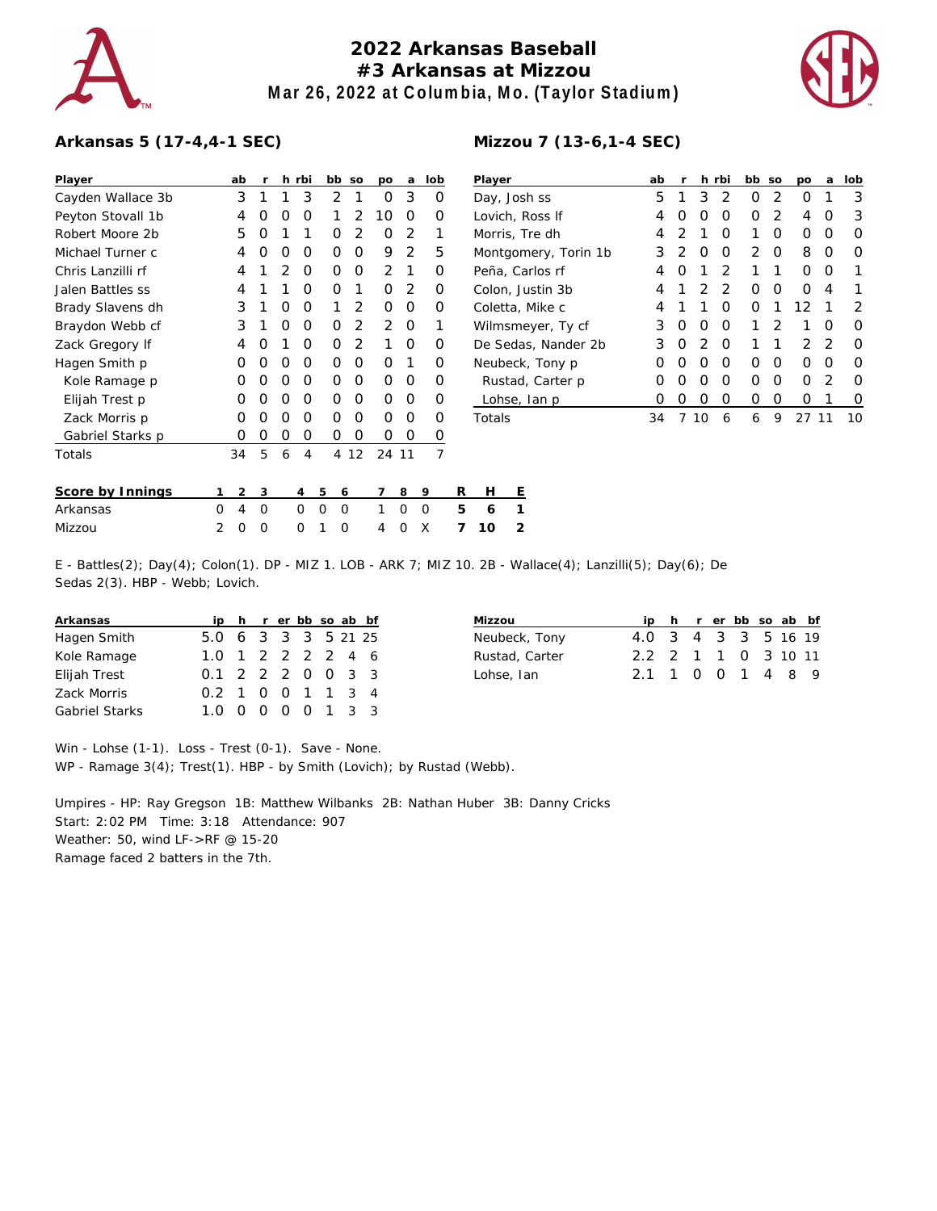# 2022 Arkansas Baseball
## #3 Arkansas at Mizzou
### Mar 26, 2022 at Columbia, Mo. (Taylor Stadium)

**Arkansas 5 (17-4,4-1 SEC)**

| Player | ab | r | h | rbi | bb | so | po | a | lob |
|---|---|---|---|---|---|---|---|---|---|
| Cayden Wallace 3b | 3 | 1 | 1 | 3 | 2 | 1 | 0 | 3 | 0 |
| Peyton Stovall 1b | 4 | 0 | 0 | 0 | 1 | 2 | 10 | 0 | 0 |
| Robert Moore 2b | 5 | 0 | 1 | 1 | 0 | 2 | 0 | 2 | 1 |
| Michael Turner c | 4 | 0 | 0 | 0 | 0 | 0 | 9 | 2 | 5 |
| Chris Lanzilli rf | 4 | 1 | 2 | 0 | 0 | 0 | 2 | 1 | 0 |
| Jalen Battles ss | 4 | 1 | 1 | 0 | 0 | 1 | 0 | 2 | 0 |
| Brady Slavens dh | 3 | 1 | 0 | 0 | 1 | 2 | 0 | 0 | 0 |
| Braydon Webb cf | 3 | 1 | 0 | 0 | 0 | 2 | 2 | 0 | 1 |
| Zack Gregory lf | 4 | 0 | 1 | 0 | 0 | 2 | 1 | 0 | 0 |
| Hagen Smith p | 0 | 0 | 0 | 0 | 0 | 0 | 0 | 1 | 0 |
| Kole Ramage p | 0 | 0 | 0 | 0 | 0 | 0 | 0 | 0 | 0 |
| Elijah Trest p | 0 | 0 | 0 | 0 | 0 | 0 | 0 | 0 | 0 |
| Zack Morris p | 0 | 0 | 0 | 0 | 0 | 0 | 0 | 0 | 0 |
| Gabriel Starks p | 0 | 0 | 0 | 0 | 0 | 0 | 0 | 0 | 0 |
| Totals | 34 | 5 | 6 | 4 | 4 | 12 | 24 | 11 | 7 |

**Mizzou 7 (13-6,1-4 SEC)**

| Player | ab | r | h | rbi | bb | so | po | a | lob |
|---|---|---|---|---|---|---|---|---|---|
| Day, Josh ss | 5 | 1 | 3 | 2 | 0 | 2 | 0 | 1 | 3 |
| Lovich, Ross lf | 4 | 0 | 0 | 0 | 0 | 2 | 4 | 0 | 3 |
| Morris, Tre dh | 4 | 2 | 1 | 0 | 1 | 0 | 0 | 0 | 0 |
| Montgomery, Torin 1b | 3 | 2 | 0 | 0 | 2 | 0 | 8 | 0 | 0 |
| Peña, Carlos rf | 4 | 0 | 1 | 2 | 1 | 1 | 0 | 0 | 1 |
| Colon, Justin 3b | 4 | 1 | 2 | 2 | 0 | 0 | 0 | 4 | 1 |
| Coletta, Mike c | 4 | 1 | 1 | 0 | 0 | 1 | 12 | 1 | 2 |
| Wilmsmeyer, Ty cf | 3 | 0 | 0 | 0 | 1 | 2 | 1 | 0 | 0 |
| De Sedas, Nander 2b | 3 | 0 | 2 | 0 | 1 | 1 | 2 | 2 | 0 |
| Neubeck, Tony p | 0 | 0 | 0 | 0 | 0 | 0 | 0 | 0 | 0 |
| Rustad, Carter p | 0 | 0 | 0 | 0 | 0 | 0 | 0 | 2 | 0 |
| Lohse, Ian p | 0 | 0 | 0 | 0 | 0 | 0 | 0 | 1 | 0 |
| Totals | 34 | 7 | 10 | 6 | 6 | 9 | 27 | 11 | 10 |

| Score by Innings | 1 | 2 | 3 | 4 | 5 | 6 | 7 | 8 | 9 | R | H | E |
|---|---|---|---|---|---|---|---|---|---|---|---|---|
| Arkansas | 0 | 4 | 0 | 0 | 0 | 0 | 1 | 0 | 0 | 5 | 6 | 1 |
| Mizzou | 2 | 0 | 0 | 0 | 1 | 0 | 4 | 0 | X | 7 | 10 | 2 |

E - Battles(2); Day(4); Colon(1). DP - MIZ 1. LOB - ARK 7; MIZ 10. 2B - Wallace(4); Lanzilli(5); Day(6); De Sedas 2(3). HBP - Webb; Lovich.

| Arkansas | ip | h | r | er | bb | so | ab | bf |
|---|---|---|---|---|---|---|---|---|
| Hagen Smith | 5.0 | 6 | 3 | 3 | 3 | 5 | 21 | 25 |
| Kole Ramage | 1.0 | 1 | 2 | 2 | 2 | 2 | 4 | 6 |
| Elijah Trest | 0.1 | 2 | 2 | 2 | 0 | 0 | 3 | 3 |
| Zack Morris | 0.2 | 1 | 0 | 0 | 1 | 1 | 3 | 4 |
| Gabriel Starks | 1.0 | 0 | 0 | 0 | 0 | 1 | 3 | 3 |

| Mizzou | ip | h | r | er | bb | so | ab | bf |
|---|---|---|---|---|---|---|---|---|
| Neubeck, Tony | 4.0 | 3 | 4 | 3 | 3 | 5 | 16 | 19 |
| Rustad, Carter | 2.2 | 2 | 1 | 1 | 0 | 3 | 10 | 11 |
| Lohse, Ian | 2.1 | 1 | 0 | 0 | 1 | 4 | 8 | 9 |

Win - Lohse (1-1). Loss - Trest (0-1). Save - None.
WP - Ramage 3(4); Trest(1). HBP - by Smith (Lovich); by Rustad (Webb).

Umpires - HP: Ray Gregson 1B: Matthew Wilbanks 2B: Nathan Huber 3B: Danny Cricks
Start: 2:02 PM Time: 3:18 Attendance: 907
Weather: 50, wind LF->RF @ 15-20
Ramage faced 2 batters in the 7th.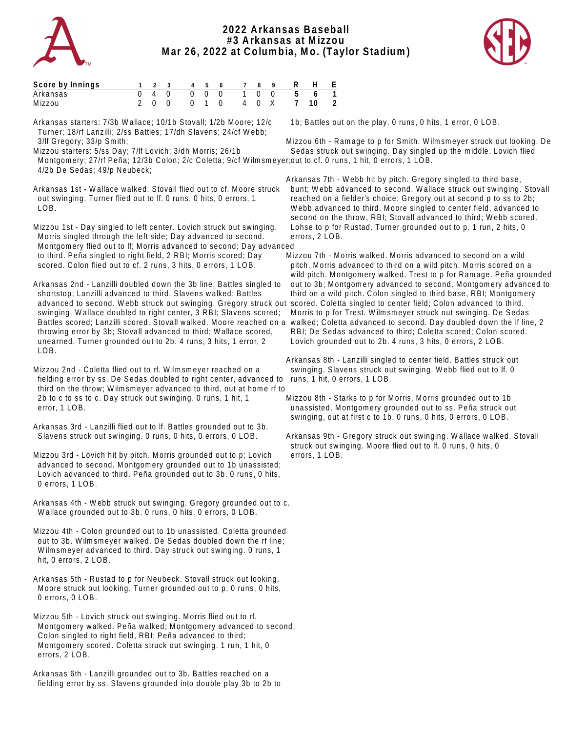# 2022 Arkansas Baseball
## #3 Arkansas at Mizzou
## Mar 26, 2022 at Columbia, Mo. (Taylor Stadium)

| Score by Innings | 1 | 2 | 3 | 4 | 5 | 6 | 7 | 8 | 9 | R | H | E |
|---|---|---|---|---|---|---|---|---|---|---|---|---|
| Arkansas | 0 | 4 | 0 | 0 | 0 | 0 | 1 | 0 | 0 | 5 | 6 | 1 |
| Mizzou | 2 | 0 | 0 | 0 | 1 | 0 | 4 | 0 | X | 7 | 10 | 2 |

Arkansas starters: 7/3b Wallace; 10/1b Stovall; 1/2b Moore; 12/c Turner; 18/rf Lanzilli; 2/ss Battles; 17/dh Slavens; 24/cf Webb; 3/lf Gregory; 33/p Smith;

Mizzou starters: 5/ss Day; 7/lf Lovich; 3/dh Morris; 26/1b Montgomery; 27/rf Peña; 12/3b Colon; 2/c Coletta; 9/cf Wilmsmeyer; 4/2b De Sedas; 49/p Neubeck;

Arkansas 1st - Wallace walked. Stovall flied out to cf. Moore struck out swinging. Turner flied out to lf. 0 runs, 0 hits, 0 errors, 1 LOB.

Mizzou 1st - Day singled to left center. Lovich struck out swinging. Morris singled through the left side; Day advanced to second. Montgomery flied out to lf; Morris advanced to second; Day advanced to third. Peña singled to right field, 2 RBI; Morris scored; Day scored. Colon flied out to cf. 2 runs, 3 hits, 0 errors, 1 LOB.

Arkansas 2nd - Lanzilli doubled down the 3b line. Battles singled to shortstop; Lanzilli advanced to third. Slavens walked; Battles advanced to second. Webb struck out swinging. Gregory struck out swinging. Wallace doubled to right center, 3 RBI; Slavens scored; Battles scored; Lanzilli scored. Stovall walked. Moore reached on a throwing error by 3b; Stovall advanced to third; Wallace scored, unearned. Turner grounded out to 2b. 4 runs, 3 hits, 1 error, 2 LOB.

Mizzou 2nd - Coletta flied out to rf. Wilmsmeyer reached on a fielding error by ss. De Sedas doubled to right center, advanced to third on the throw; Wilmsmeyer advanced to third, out at home rf to 2b to c to ss to c. Day struck out swinging. 0 runs, 1 hit, 1 error, 1 LOB.

Arkansas 3rd - Lanzilli flied out to lf. Battles grounded out to 3b. Slavens struck out swinging. 0 runs, 0 hits, 0 errors, 0 LOB.

Mizzou 3rd - Lovich hit by pitch. Morris grounded out to p; Lovich advanced to second. Montgomery grounded out to 1b unassisted; Lovich advanced to third. Peña grounded out to 3b. 0 runs, 0 hits, 0 errors, 1 LOB.

Arkansas 4th - Webb struck out swinging. Gregory grounded out to c. Wallace grounded out to 3b. 0 runs, 0 hits, 0 errors, 0 LOB.

Mizzou 4th - Colon grounded out to 1b unassisted. Coletta grounded out to 3b. Wilmsmeyer walked. De Sedas doubled down the rf line; Wilmsmeyer advanced to third. Day struck out swinging. 0 runs, 1 hit, 0 errors, 2 LOB.

Arkansas 5th - Rustad to p for Neubeck. Stovall struck out looking. Moore struck out looking. Turner grounded out to p. 0 runs, 0 hits, 0 errors, 0 LOB.

Mizzou 5th - Lovich struck out swinging. Morris flied out to rf. Montgomery walked. Peña walked; Montgomery advanced to second. Colon singled to right field, RBI; Peña advanced to third; Montgomery scored. Coletta struck out swinging. 1 run, 1 hit, 0 errors, 2 LOB.

Arkansas 6th - Lanzilli grounded out to 3b. Battles reached on a fielding error by ss. Slavens grounded into double play 3b to 2b to 1b; Battles out on the play. 0 runs, 0 hits, 1 error, 0 LOB.

Mizzou 6th - Ramage to p for Smith. Wilmsmeyer struck out looking. De Sedas struck out swinging. Day singled up the middle. Lovich flied out to cf. 0 runs, 1 hit, 0 errors, 1 LOB.

Arkansas 7th - Webb hit by pitch. Gregory singled to third base, bunt; Webb advanced to second. Wallace struck out swinging. Stovall reached on a fielder's choice; Gregory out at second p to ss to 2b; Webb advanced to third. Moore singled to center field, advanced to second on the throw, RBI; Stovall advanced to third; Webb scored. Lohse to p for Rustad. Turner grounded out to p. 1 run, 2 hits, 0 errors, 2 LOB.

Mizzou 7th - Morris walked. Morris advanced to second on a wild pitch. Morris advanced to third on a wild pitch. Morris scored on a wild pitch. Montgomery walked. Trest to p for Ramage. Peña grounded out to 3b; Montgomery advanced to second. Montgomery advanced to third on a wild pitch. Colon singled to third base, RBI; Montgomery scored. Coletta singled to center field; Colon advanced to third. Morris to p for Trest. Wilmsmeyer struck out swinging. De Sedas walked; Coletta advanced to second. Day doubled down the lf line, 2 RBI; De Sedas advanced to third; Coletta scored; Colon scored. Lovich grounded out to 2b. 4 runs, 3 hits, 0 errors, 2 LOB.

Arkansas 8th - Lanzilli singled to center field. Battles struck out swinging. Slavens struck out swinging. Webb flied out to lf. 0 runs, 1 hit, 0 errors, 1 LOB.

Mizzou 8th - Starks to p for Morris. Morris grounded out to 1b unassisted. Montgomery grounded out to ss. Peña struck out swinging, out at first c to 1b. 0 runs, 0 hits, 0 errors, 0 LOB.

Arkansas 9th - Gregory struck out swinging. Wallace walked. Stovall struck out swinging. Moore flied out to lf. 0 runs, 0 hits, 0 errors, 1 LOB.